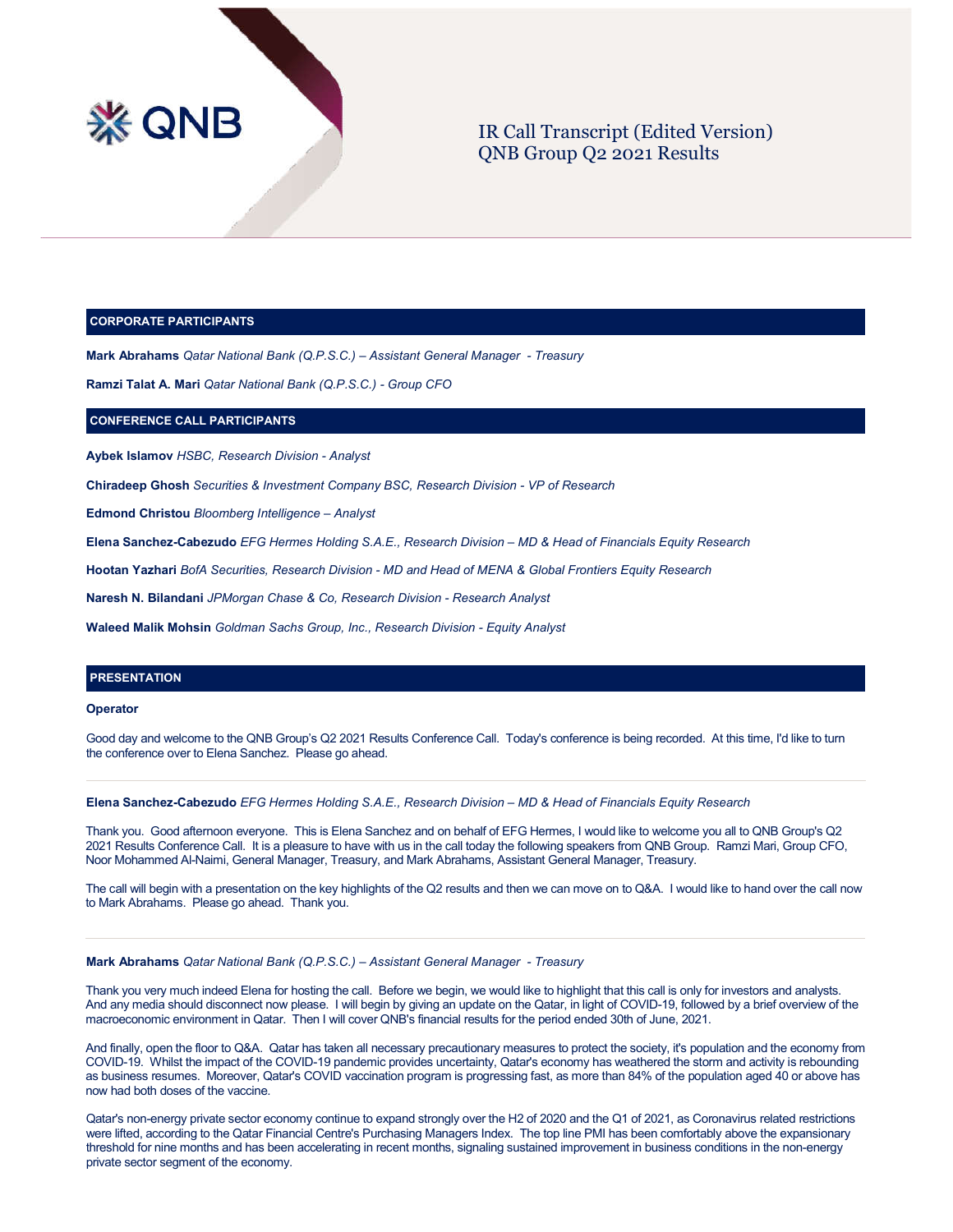# IR Call Transcript (Edited Version)
# QNB Group Q2 2021 Results

## CORPORATE PARTICIPANTS

**Mark Abrahams** *Qatar National Bank (Q.P.S.C.) – Assistant General Manager - Treasury*

**Ramzi Talat A. Mari** *Qatar National Bank (Q.P.S.C.) - Group CFO*

## CONFERENCE CALL PARTICIPANTS

**Aybek Islamov** *HSBC, Research Division - Analyst*

**Chiradeep Ghosh** *Securities & Investment Company BSC, Research Division - VP of Research*

**Edmond Christou** *Bloomberg Intelligence – Analyst*

**Elena Sanchez-Cabezudo** *EFG Hermes Holding S.A.E., Research Division – MD & Head of Financials Equity Research*

**Hootan Yazhari** *BofA Securities, Research Division - MD and Head of MENA & Global Frontiers Equity Research*

**Naresh N. Bilandani** *JPMorgan Chase & Co, Research Division - Research Analyst*

**Waleed Malik Mohsin** *Goldman Sachs Group, Inc., Research Division - Equity Analyst*

## PRESENTATION

**Operator**

Good day and welcome to the QNB Group's Q2 2021 Results Conference Call. Today's conference is being recorded. At this time, I'd like to turn the conference over to Elena Sanchez. Please go ahead.

---

**Elena Sanchez-Cabezudo** *EFG Hermes Holding S.A.E., Research Division – MD & Head of Financials Equity Research*

Thank you. Good afternoon everyone. This is Elena Sanchez and on behalf of EFG Hermes, I would like to welcome you all to QNB Group's Q2 2021 Results Conference Call. It is a pleasure to have with us in the call today the following speakers from QNB Group. Ramzi Mari, Group CFO, Noor Mohammed Al-Naimi, General Manager, Treasury, and Mark Abrahams, Assistant General Manager, Treasury.

The call will begin with a presentation on the key highlights of the Q2 results and then we can move on to Q&A. I would like to hand over the call now to Mark Abrahams. Please go ahead. Thank you.

---

**Mark Abrahams** *Qatar National Bank (Q.P.S.C.) – Assistant General Manager - Treasury*

Thank you very much indeed Elena for hosting the call. Before we begin, we would like to highlight that this call is only for investors and analysts. And any media should disconnect now please. I will begin by giving an update on the Qatar, in light of COVID-19, followed by a brief overview of the macroeconomic environment in Qatar. Then I will cover QNB's financial results for the period ended 30th of June, 2021.

And finally, open the floor to Q&A. Qatar has taken all necessary precautionary measures to protect the society, it's population and the economy from COVID-19. Whilst the impact of the COVID-19 pandemic provides uncertainty, Qatar's economy has weathered the storm and activity is rebounding as business resumes. Moreover, Qatar's COVID vaccination program is progressing fast, as more than 84% of the population aged 40 or above has now had both doses of the vaccine.

Qatar's non-energy private sector economy continue to expand strongly over the H2 of 2020 and the Q1 of 2021, as Coronavirus related restrictions were lifted, according to the Qatar Financial Centre's Purchasing Managers Index. The top line PMI has been comfortably above the expansionary threshold for nine months and has been accelerating in recent months, signaling sustained improvement in business conditions in the non-energy private sector segment of the economy.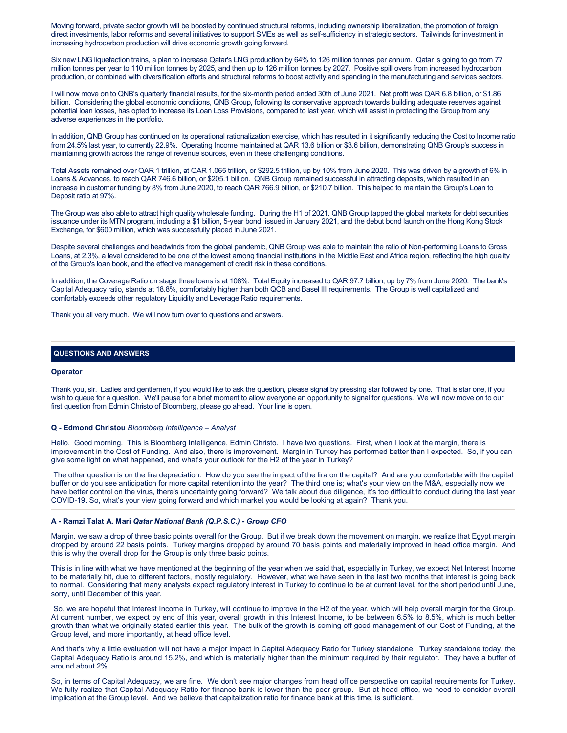Moving forward, private sector growth will be boosted by continued structural reforms, including ownership liberalization, the promotion of foreign direct investments, labor reforms and several initiatives to support SMEs as well as self-sufficiency in strategic sectors. Tailwinds for investment in increasing hydrocarbon production will drive economic growth going forward.

Six new LNG liquefaction trains, a plan to increase Qatar's LNG production by 64% to 126 million tonnes per annum. Qatar is going to go from 77 million tonnes per year to 110 million tonnes by 2025, and then up to 126 million tonnes by 2027. Positive spill overs from increased hydrocarbon production, or combined with diversification efforts and structural reforms to boost activity and spending in the manufacturing and services sectors.

I will now move on to QNB's quarterly financial results, for the six-month period ended 30th of June 2021. Net profit was QAR 6.8 billion, or $1.86 billion. Considering the global economic conditions, QNB Group, following its conservative approach towards building adequate reserves against potential loan losses, has opted to increase its Loan Loss Provisions, compared to last year, which will assist in protecting the Group from any adverse experiences in the portfolio.

In addition, QNB Group has continued on its operational rationalization exercise, which has resulted in it significantly reducing the Cost to Income ratio from 24.5% last year, to currently 22.9%. Operating Income maintained at QAR 13.6 billion or $3.6 billion, demonstrating QNB Group's success in maintaining growth across the range of revenue sources, even in these challenging conditions.

Total Assets remained over QAR 1 trillion, at QAR 1.065 trillion, or $292.5 trillion, up by 10% from June 2020. This was driven by a growth of 6% in Loans & Advances, to reach QAR 746.6 billion, or $205.1 billion. QNB Group remained successful in attracting deposits, which resulted in an increase in customer funding by 8% from June 2020, to reach QAR 766.9 billion, or $210.7 billion. This helped to maintain the Group's Loan to Deposit ratio at 97%.

The Group was also able to attract high quality wholesale funding. During the H1 of 2021, QNB Group tapped the global markets for debt securities issuance under its MTN program, including a $1 billion, 5-year bond, issued in January 2021, and the debut bond launch on the Hong Kong Stock Exchange, for $600 million, which was successfully placed in June 2021.

Despite several challenges and headwinds from the global pandemic, QNB Group was able to maintain the ratio of Non-performing Loans to Gross Loans, at 2.3%, a level considered to be one of the lowest among financial institutions in the Middle East and Africa region, reflecting the high quality of the Group's loan book, and the effective management of credit risk in these conditions.

In addition, the Coverage Ratio on stage three loans is at 108%. Total Equity increased to QAR 97.7 billion, up by 7% from June 2020. The bank's Capital Adequacy ratio, stands at 18.8%, comfortably higher than both QCB and Basel III requirements. The Group is well capitalized and comfortably exceeds other regulatory Liquidity and Leverage Ratio requirements.

Thank you all very much. We will now turn over to questions and answers.

## QUESTIONS AND ANSWERS

**Operator**

Thank you, sir. Ladies and gentlemen, if you would like to ask the question, please signal by pressing star followed by one. That is star one, if you wish to queue for a question. We'll pause for a brief moment to allow everyone an opportunity to signal for questions. We will now move on to our first question from Edmin Christo of Bloomberg, please go ahead. Your line is open.

**Q - Edmond Christou** *Bloomberg Intelligence – Analyst*

Hello. Good morning. This is Bloomberg Intelligence, Edmin Christo. I have two questions. First, when I look at the margin, there is improvement in the Cost of Funding. And also, there is improvement. Margin in Turkey has performed better than I expected. So, if you can give some light on what happened, and what's your outlook for the H2 of the year in Turkey?

The other question is on the lira depreciation. How do you see the impact of the lira on the capital? And are you comfortable with the capital buffer or do you see anticipation for more capital retention into the year? The third one is; what's your view on the M&A, especially now we have better control on the virus, there's uncertainty going forward? We talk about due diligence, it's too difficult to conduct during the last year COVID-19. So, what's your view going forward and which market you would be looking at again? Thank you.

**A - Ramzi Talat A. Mari** *Qatar National Bank (Q.P.S.C.) - Group CFO*

Margin, we saw a drop of three basic points overall for the Group. But if we break down the movement on margin, we realize that Egypt margin dropped by around 22 basis points. Turkey margins dropped by around 70 basis points and materially improved in head office margin. And this is why the overall drop for the Group is only three basic points.

This is in line with what we have mentioned at the beginning of the year when we said that, especially in Turkey, we expect Net Interest Income to be materially hit, due to different factors, mostly regulatory. However, what we have seen in the last two months that interest is going back to normal. Considering that many analysts expect regulatory interest in Turkey to continue to be at current level, for the short period until June, sorry, until December of this year.

So, we are hopeful that Interest Income in Turkey, will continue to improve in the H2 of the year, which will help overall margin for the Group. At current number, we expect by end of this year, overall growth in this Interest Income, to be between 6.5% to 8.5%, which is much better growth than what we originally stated earlier this year. The bulk of the growth is coming off good management of our Cost of Funding, at the Group level, and more importantly, at head office level.

And that's why a little evaluation will not have a major impact in Capital Adequacy Ratio for Turkey standalone. Turkey standalone today, the Capital Adequacy Ratio is around 15.2%, and which is materially higher than the minimum required by their regulator. They have a buffer of around about 2%.

So, in terms of Capital Adequacy, we are fine. We don't see major changes from head office perspective on capital requirements for Turkey. We fully realize that Capital Adequacy Ratio for finance bank is lower than the peer group. But at head office, we need to consider overall implication at the Group level. And we believe that capitalization ratio for finance bank at this time, is sufficient.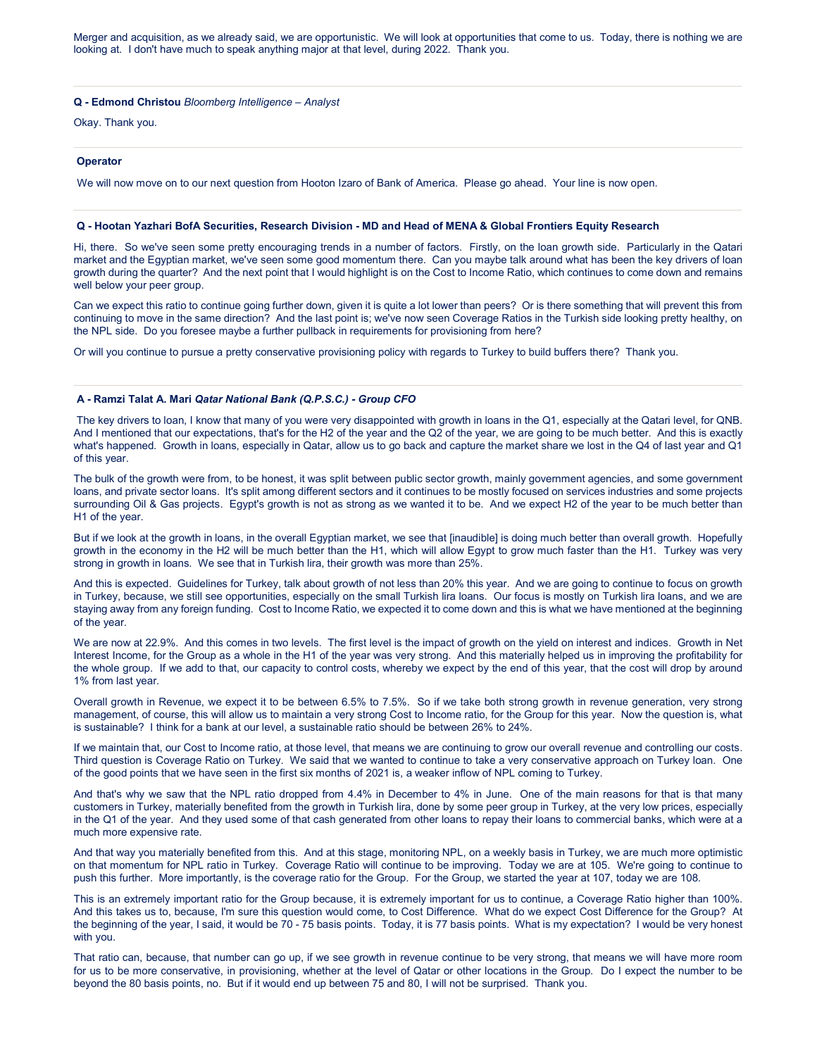Merger and acquisition, as we already said, we are opportunistic. We will look at opportunities that come to us. Today, there is nothing we are looking at. I don't have much to speak anything major at that level, during 2022. Thank you.

---

**Q - Edmond Christou** *Bloomberg Intelligence – Analyst*

Okay. Thank you.

---

**Operator**

We will now move on to our next question from Hooton Izaro of Bank of America. Please go ahead. Your line is now open.

---

**Q - Hootan Yazhari BofA Securities, Research Division - MD and Head of MENA & Global Frontiers Equity Research**

Hi, there. So we've seen some pretty encouraging trends in a number of factors. Firstly, on the loan growth side. Particularly in the Qatari market and the Egyptian market, we've seen some good momentum there. Can you maybe talk around what has been the key drivers of loan growth during the quarter? And the next point that I would highlight is on the Cost to Income Ratio, which continues to come down and remains well below your peer group.

Can we expect this ratio to continue going further down, given it is quite a lot lower than peers? Or is there something that will prevent this from continuing to move in the same direction? And the last point is; we've now seen Coverage Ratios in the Turkish side looking pretty healthy, on the NPL side. Do you foresee maybe a further pullback in requirements for provisioning from here?

Or will you continue to pursue a pretty conservative provisioning policy with regards to Turkey to build buffers there? Thank you.

---

**A - Ramzi Talat A. Mari** ***Qatar National Bank (Q.P.S.C.) - Group CFO***

The key drivers to loan, I know that many of you were very disappointed with growth in loans in the Q1, especially at the Qatari level, for QNB. And I mentioned that our expectations, that's for the H2 of the year and the Q2 of the year, we are going to be much better. And this is exactly what's happened. Growth in loans, especially in Qatar, allow us to go back and capture the market share we lost in the Q4 of last year and Q1 of this year.

The bulk of the growth were from, to be honest, it was split between public sector growth, mainly government agencies, and some government loans, and private sector loans. It's split among different sectors and it continues to be mostly focused on services industries and some projects surrounding Oil & Gas projects. Egypt's growth is not as strong as we wanted it to be. And we expect H2 of the year to be much better than H1 of the year.

But if we look at the growth in loans, in the overall Egyptian market, we see that [inaudible] is doing much better than overall growth. Hopefully growth in the economy in the H2 will be much better than the H1, which will allow Egypt to grow much faster than the H1. Turkey was very strong in growth in loans. We see that in Turkish lira, their growth was more than 25%.

And this is expected. Guidelines for Turkey, talk about growth of not less than 20% this year. And we are going to continue to focus on growth in Turkey, because, we still see opportunities, especially on the small Turkish lira loans. Our focus is mostly on Turkish lira loans, and we are staying away from any foreign funding. Cost to Income Ratio, we expected it to come down and this is what we have mentioned at the beginning of the year.

We are now at 22.9%. And this comes in two levels. The first level is the impact of growth on the yield on interest and indices. Growth in Net Interest Income, for the Group as a whole in the H1 of the year was very strong. And this materially helped us in improving the profitability for the whole group. If we add to that, our capacity to control costs, whereby we expect by the end of this year, that the cost will drop by around 1% from last year.

Overall growth in Revenue, we expect it to be between 6.5% to 7.5%. So if we take both strong growth in revenue generation, very strong management, of course, this will allow us to maintain a very strong Cost to Income ratio, for the Group for this year. Now the question is, what is sustainable? I think for a bank at our level, a sustainable ratio should be between 26% to 24%.

If we maintain that, our Cost to Income ratio, at those level, that means we are continuing to grow our overall revenue and controlling our costs. Third question is Coverage Ratio on Turkey. We said that we wanted to continue to take a very conservative approach on Turkey loan. One of the good points that we have seen in the first six months of 2021 is, a weaker inflow of NPL coming to Turkey.

And that's why we saw that the NPL ratio dropped from 4.4% in December to 4% in June. One of the main reasons for that is that many customers in Turkey, materially benefited from the growth in Turkish lira, done by some peer group in Turkey, at the very low prices, especially in the Q1 of the year. And they used some of that cash generated from other loans to repay their loans to commercial banks, which were at a much more expensive rate.

And that way you materially benefited from this. And at this stage, monitoring NPL, on a weekly basis in Turkey, we are much more optimistic on that momentum for NPL ratio in Turkey. Coverage Ratio will continue to be improving. Today we are at 105. We're going to continue to push this further. More importantly, is the coverage ratio for the Group. For the Group, we started the year at 107, today we are 108.

This is an extremely important ratio for the Group because, it is extremely important for us to continue, a Coverage Ratio higher than 100%. And this takes us to, because, I'm sure this question would come, to Cost Difference. What do we expect Cost Difference for the Group? At the beginning of the year, I said, it would be 70 - 75 basis points. Today, it is 77 basis points. What is my expectation? I would be very honest with you.

That ratio can, because, that number can go up, if we see growth in revenue continue to be very strong, that means we will have more room for us to be more conservative, in provisioning, whether at the level of Qatar or other locations in the Group. Do I expect the number to be beyond the 80 basis points, no. But if it would end up between 75 and 80, I will not be surprised. Thank you.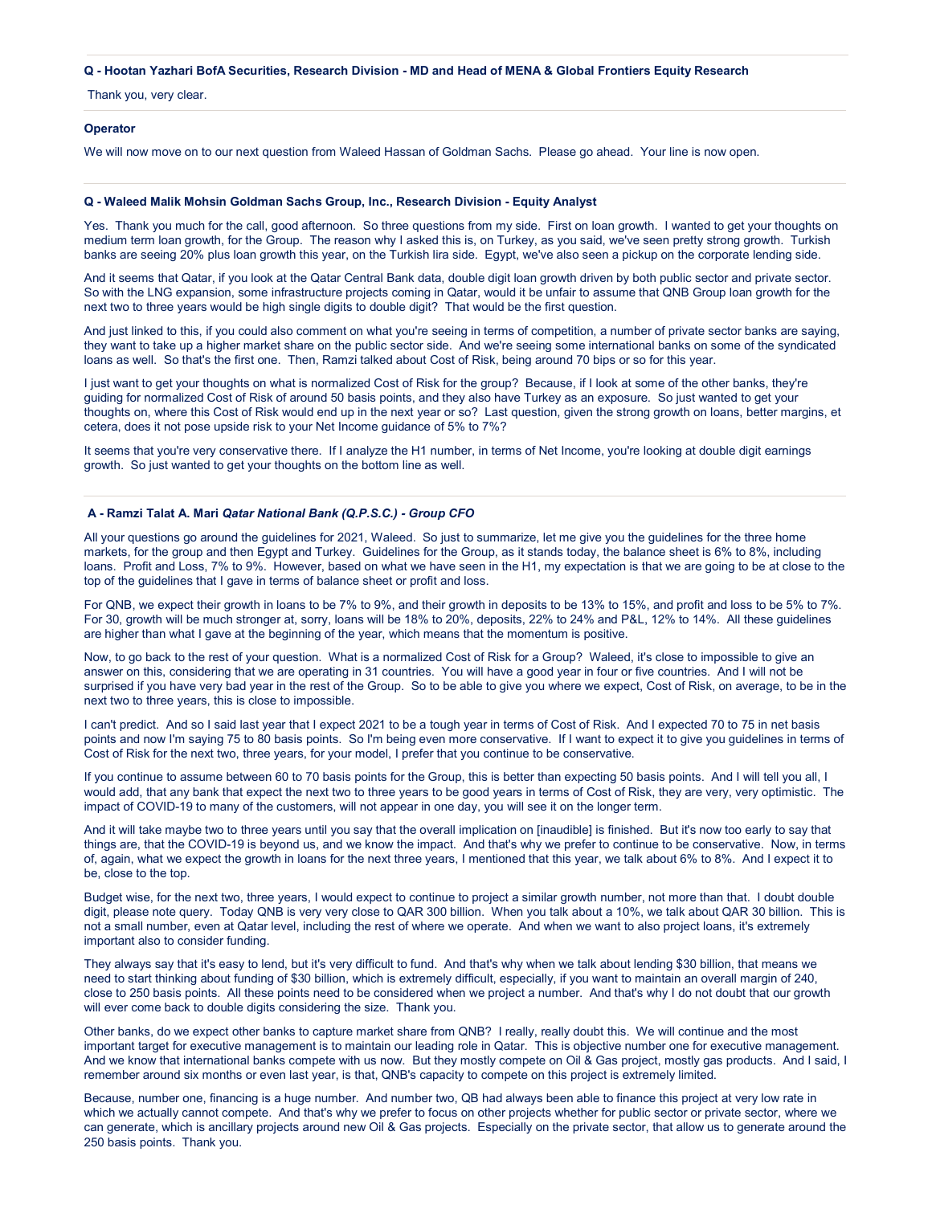**Q - Hootan Yazhari BofA Securities, Research Division - MD and Head of MENA & Global Frontiers Equity Research**

Thank you, very clear.

**Operator**

We will now move on to our next question from Waleed Hassan of Goldman Sachs. Please go ahead. Your line is now open.

**Q - Waleed Malik Mohsin Goldman Sachs Group, Inc., Research Division - Equity Analyst**

Yes. Thank you much for the call, good afternoon. So three questions from my side. First on loan growth. I wanted to get your thoughts on medium term loan growth, for the Group. The reason why I asked this is, on Turkey, as you said, we've seen pretty strong growth. Turkish banks are seeing 20% plus loan growth this year, on the Turkish lira side. Egypt, we've also seen a pickup on the corporate lending side.

And it seems that Qatar, if you look at the Qatar Central Bank data, double digit loan growth driven by both public sector and private sector. So with the LNG expansion, some infrastructure projects coming in Qatar, would it be unfair to assume that QNB Group loan growth for the next two to three years would be high single digits to double digit? That would be the first question.

And just linked to this, if you could also comment on what you're seeing in terms of competition, a number of private sector banks are saying, they want to take up a higher market share on the public sector side. And we're seeing some international banks on some of the syndicated loans as well. So that's the first one. Then, Ramzi talked about Cost of Risk, being around 70 bips or so for this year.

I just want to get your thoughts on what is normalized Cost of Risk for the group? Because, if I look at some of the other banks, they're guiding for normalized Cost of Risk of around 50 basis points, and they also have Turkey as an exposure. So just wanted to get your thoughts on, where this Cost of Risk would end up in the next year or so? Last question, given the strong growth on loans, better margins, et cetera, does it not pose upside risk to your Net Income guidance of 5% to 7%?

It seems that you're very conservative there. If I analyze the H1 number, in terms of Net Income, you're looking at double digit earnings growth. So just wanted to get your thoughts on the bottom line as well.

**A - Ramzi Talat A. Mari** ***Qatar National Bank (Q.P.S.C.) - Group CFO***

All your questions go around the guidelines for 2021, Waleed. So just to summarize, let me give you the guidelines for the three home markets, for the group and then Egypt and Turkey. Guidelines for the Group, as it stands today, the balance sheet is 6% to 8%, including loans. Profit and Loss, 7% to 9%. However, based on what we have seen in the H1, my expectation is that we are going to be at close to the top of the guidelines that I gave in terms of balance sheet or profit and loss.

For QNB, we expect their growth in loans to be 7% to 9%, and their growth in deposits to be 13% to 15%, and profit and loss to be 5% to 7%. For 30, growth will be much stronger at, sorry, loans will be 18% to 20%, deposits, 22% to 24% and P&L, 12% to 14%. All these guidelines are higher than what I gave at the beginning of the year, which means that the momentum is positive.

Now, to go back to the rest of your question. What is a normalized Cost of Risk for a Group? Waleed, it's close to impossible to give an answer on this, considering that we are operating in 31 countries. You will have a good year in four or five countries. And I will not be surprised if you have very bad year in the rest of the Group. So to be able to give you where we expect, Cost of Risk, on average, to be in the next two to three years, this is close to impossible.

I can't predict. And so I said last year that I expect 2021 to be a tough year in terms of Cost of Risk. And I expected 70 to 75 in net basis points and now I'm saying 75 to 80 basis points. So I'm being even more conservative. If I want to expect it to give you guidelines in terms of Cost of Risk for the next two, three years, for your model, I prefer that you continue to be conservative.

If you continue to assume between 60 to 70 basis points for the Group, this is better than expecting 50 basis points. And I will tell you all, I would add, that any bank that expect the next two to three years to be good years in terms of Cost of Risk, they are very, very optimistic. The impact of COVID-19 to many of the customers, will not appear in one day, you will see it on the longer term.

And it will take maybe two to three years until you say that the overall implication on [inaudible] is finished. But it's now too early to say that things are, that the COVID-19 is beyond us, and we know the impact. And that's why we prefer to continue to be conservative. Now, in terms of, again, what we expect the growth in loans for the next three years, I mentioned that this year, we talk about 6% to 8%. And I expect it to be, close to the top.

Budget wise, for the next two, three years, I would expect to continue to project a similar growth number, not more than that. I doubt double digit, please note query. Today QNB is very very close to QAR 300 billion. When you talk about a 10%, we talk about QAR 30 billion. This is not a small number, even at Qatar level, including the rest of where we operate. And when we want to also project loans, it's extremely important also to consider funding.

They always say that it's easy to lend, but it's very difficult to fund. And that's why when we talk about lending $30 billion, that means we need to start thinking about funding of $30 billion, which is extremely difficult, especially, if you want to maintain an overall margin of 240, close to 250 basis points. All these points need to be considered when we project a number. And that's why I do not doubt that our growth will ever come back to double digits considering the size. Thank you.

Other banks, do we expect other banks to capture market share from QNB? I really, really doubt this. We will continue and the most important target for executive management is to maintain our leading role in Qatar. This is objective number one for executive management. And we know that international banks compete with us now. But they mostly compete on Oil & Gas project, mostly gas products. And I said, I remember around six months or even last year, is that, QNB's capacity to compete on this project is extremely limited.

Because, number one, financing is a huge number. And number two, QB had always been able to finance this project at very low rate in which we actually cannot compete. And that's why we prefer to focus on other projects whether for public sector or private sector, where we can generate, which is ancillary projects around new Oil & Gas projects. Especially on the private sector, that allow us to generate around the 250 basis points. Thank you.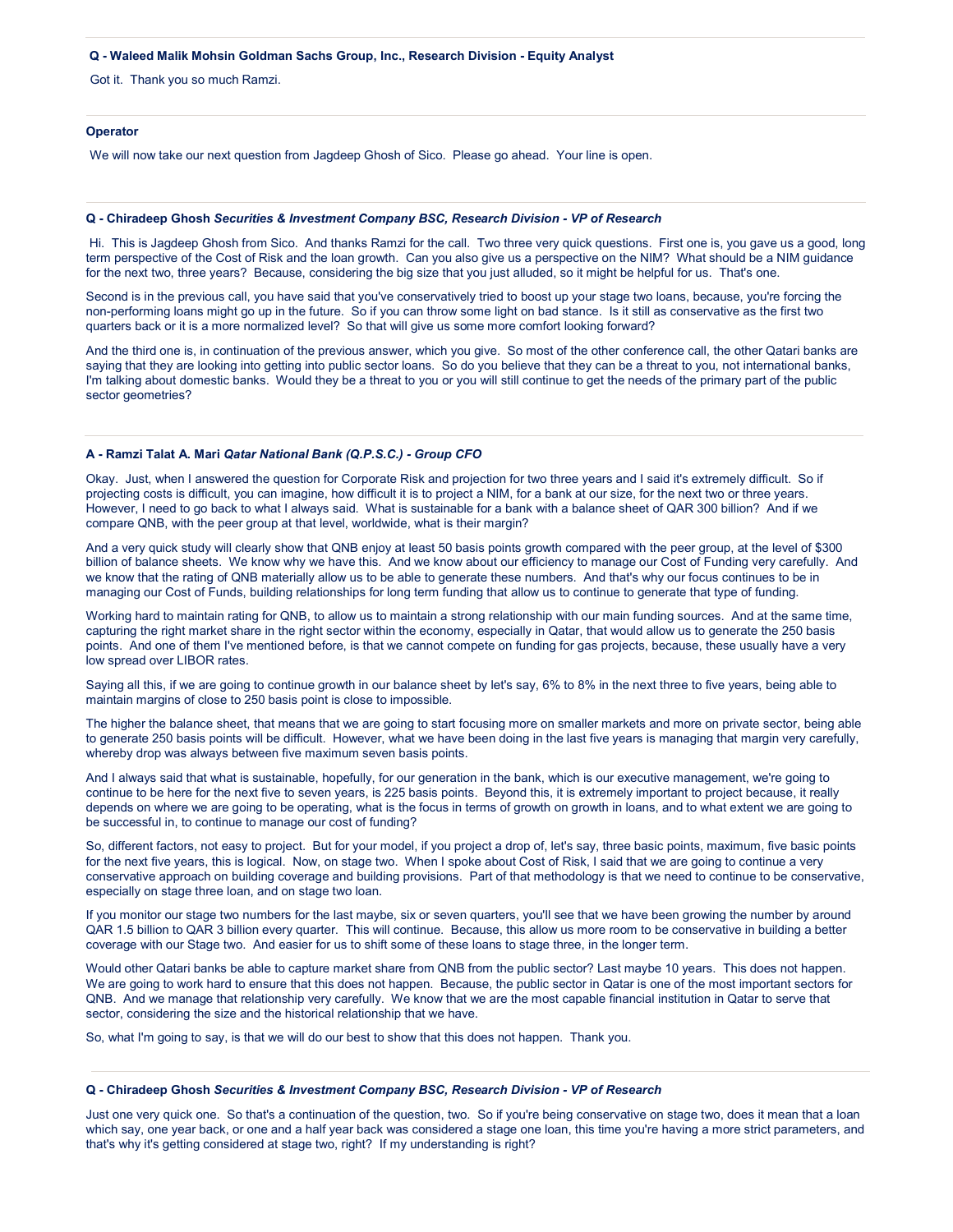**Q - Waleed Malik Mohsin Goldman Sachs Group, Inc., Research Division - Equity Analyst**

Got it. Thank you so much Ramzi.

---

**Operator**

We will now take our next question from Jagdeep Ghosh of Sico. Please go ahead. Your line is open.

---

**Q - Chiradeep Ghosh** ***Securities & Investment Company BSC, Research Division - VP of Research***

Hi. This is Jagdeep Ghosh from Sico. And thanks Ramzi for the call. Two three very quick questions. First one is, you gave us a good, long term perspective of the Cost of Risk and the loan growth. Can you also give us a perspective on the NIM? What should be a NIM guidance for the next two, three years? Because, considering the big size that you just alluded, so it might be helpful for us. That's one.

Second is in the previous call, you have said that you've conservatively tried to boost up your stage two loans, because, you're forcing the non-performing loans might go up in the future. So if you can throw some light on bad stance. Is it still as conservative as the first two quarters back or it is a more normalized level? So that will give us some more comfort looking forward?

And the third one is, in continuation of the previous answer, which you give. So most of the other conference call, the other Qatari banks are saying that they are looking into getting into public sector loans. So do you believe that they can be a threat to you, not international banks, I'm talking about domestic banks. Would they be a threat to you or you will still continue to get the needs of the primary part of the public sector geometries?

---

**A - Ramzi Talat A. Mari** ***Qatar National Bank (Q.P.S.C.) - Group CFO***

Okay. Just, when I answered the question for Corporate Risk and projection for two three years and I said it's extremely difficult. So if projecting costs is difficult, you can imagine, how difficult it is to project a NIM, for a bank at our size, for the next two or three years. However, I need to go back to what I always said. What is sustainable for a bank with a balance sheet of QAR 300 billion? And if we compare QNB, with the peer group at that level, worldwide, what is their margin?

And a very quick study will clearly show that QNB enjoy at least 50 basis points growth compared with the peer group, at the level of $300 billion of balance sheets. We know why we have this. And we know about our efficiency to manage our Cost of Funding very carefully. And we know that the rating of QNB materially allow us to be able to generate these numbers. And that's why our focus continues to be in managing our Cost of Funds, building relationships for long term funding that allow us to continue to generate that type of funding.

Working hard to maintain rating for QNB, to allow us to maintain a strong relationship with our main funding sources. And at the same time, capturing the right market share in the right sector within the economy, especially in Qatar, that would allow us to generate the 250 basis points. And one of them I've mentioned before, is that we cannot compete on funding for gas projects, because, these usually have a very low spread over LIBOR rates.

Saying all this, if we are going to continue growth in our balance sheet by let's say, 6% to 8% in the next three to five years, being able to maintain margins of close to 250 basis point is close to impossible.

The higher the balance sheet, that means that we are going to start focusing more on smaller markets and more on private sector, being able to generate 250 basis points will be difficult. However, what we have been doing in the last five years is managing that margin very carefully, whereby drop was always between five maximum seven basis points.

And I always said that what is sustainable, hopefully, for our generation in the bank, which is our executive management, we're going to continue to be here for the next five to seven years, is 225 basis points. Beyond this, it is extremely important to project because, it really depends on where we are going to be operating, what is the focus in terms of growth on growth in loans, and to what extent we are going to be successful in, to continue to manage our cost of funding?

So, different factors, not easy to project. But for your model, if you project a drop of, let's say, three basic points, maximum, five basic points for the next five years, this is logical. Now, on stage two. When I spoke about Cost of Risk, I said that we are going to continue a very conservative approach on building coverage and building provisions. Part of that methodology is that we need to continue to be conservative, especially on stage three loan, and on stage two loan.

If you monitor our stage two numbers for the last maybe, six or seven quarters, you'll see that we have been growing the number by around QAR 1.5 billion to QAR 3 billion every quarter. This will continue. Because, this allow us more room to be conservative in building a better coverage with our Stage two. And easier for us to shift some of these loans to stage three, in the longer term.

Would other Qatari banks be able to capture market share from QNB from the public sector? Last maybe 10 years. This does not happen. We are going to work hard to ensure that this does not happen. Because, the public sector in Qatar is one of the most important sectors for QNB. And we manage that relationship very carefully. We know that we are the most capable financial institution in Qatar to serve that sector, considering the size and the historical relationship that we have.

So, what I'm going to say, is that we will do our best to show that this does not happen. Thank you.

---

**Q - Chiradeep Ghosh** ***Securities & Investment Company BSC, Research Division - VP of Research***

Just one very quick one. So that's a continuation of the question, two. So if you're being conservative on stage two, does it mean that a loan which say, one year back, or one and a half year back was considered a stage one loan, this time you're having a more strict parameters, and that's why it's getting considered at stage two, right? If my understanding is right?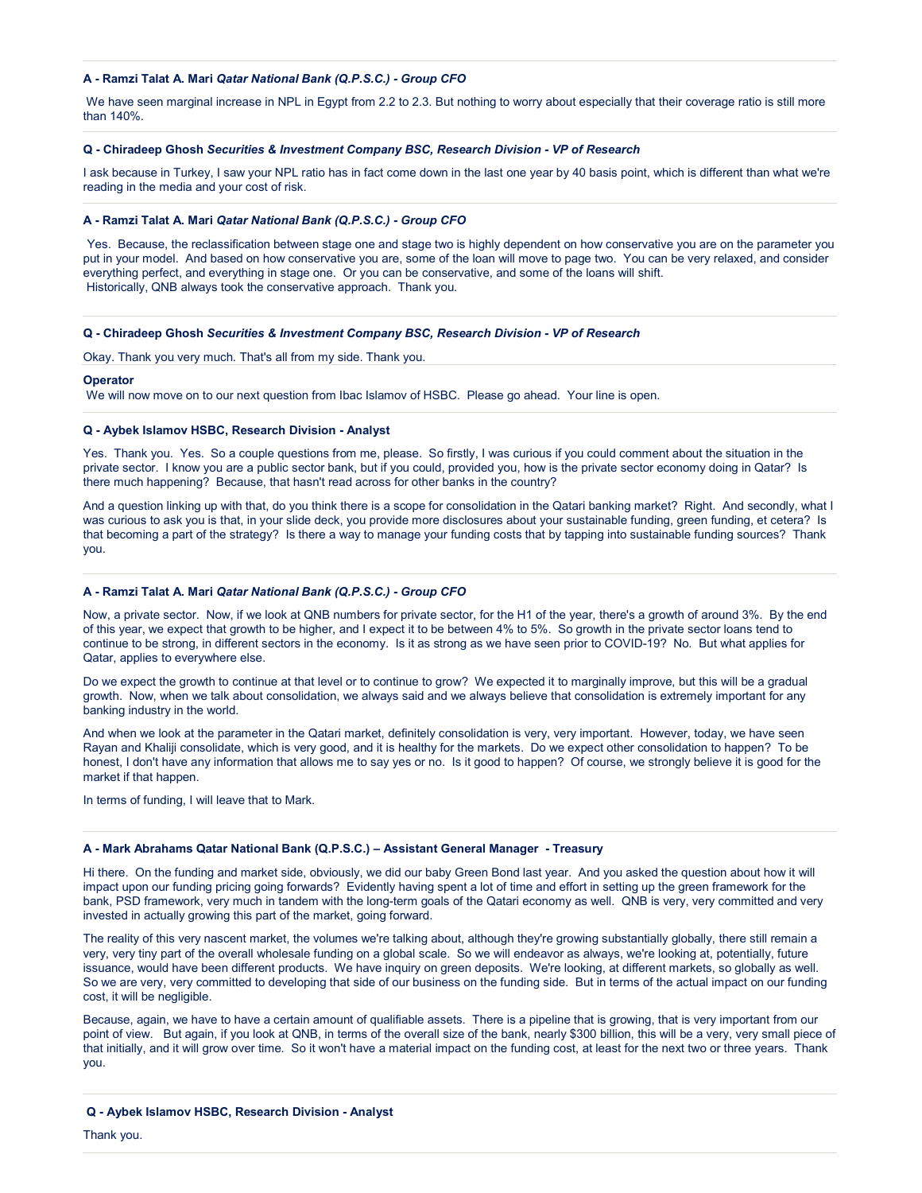**A - Ramzi Talat A. Mari** ***Qatar National Bank (Q.P.S.C.) - Group CFO***

We have seen marginal increase in NPL in Egypt from 2.2 to 2.3. But nothing to worry about especially that their coverage ratio is still more than 140%.

**Q - Chiradeep Ghosh** ***Securities & Investment Company BSC, Research Division - VP of Research***

I ask because in Turkey, I saw your NPL ratio has in fact come down in the last one year by 40 basis point, which is different than what we're reading in the media and your cost of risk.

**A - Ramzi Talat A. Mari** ***Qatar National Bank (Q.P.S.C.) - Group CFO***

Yes. Because, the reclassification between stage one and stage two is highly dependent on how conservative you are on the parameter you put in your model. And based on how conservative you are, some of the loan will move to page two. You can be very relaxed, and consider everything perfect, and everything in stage one. Or you can be conservative, and some of the loans will shift.
Historically, QNB always took the conservative approach. Thank you.

**Q - Chiradeep Ghosh** ***Securities & Investment Company BSC, Research Division - VP of Research***

Okay. Thank you very much. That's all from my side. Thank you.

**Operator**
We will now move on to our next question from Ibac Islamov of HSBC. Please go ahead. Your line is open.

**Q - Aybek Islamov HSBC, Research Division - Analyst**

Yes. Thank you. Yes. So a couple questions from me, please. So firstly, I was curious if you could comment about the situation in the private sector. I know you are a public sector bank, but if you could, provided you, how is the private sector economy doing in Qatar? Is there much happening? Because, that hasn't read across for other banks in the country?

And a question linking up with that, do you think there is a scope for consolidation in the Qatari banking market? Right. And secondly, what I was curious to ask you is that, in your slide deck, you provide more disclosures about your sustainable funding, green funding, et cetera? Is that becoming a part of the strategy? Is there a way to manage your funding costs that by tapping into sustainable funding sources? Thank you.

**A - Ramzi Talat A. Mari** ***Qatar National Bank (Q.P.S.C.) - Group CFO***

Now, a private sector. Now, if we look at QNB numbers for private sector, for the H1 of the year, there's a growth of around 3%. By the end of this year, we expect that growth to be higher, and I expect it to be between 4% to 5%. So growth in the private sector loans tend to continue to be strong, in different sectors in the economy. Is it as strong as we have seen prior to COVID-19? No. But what applies for Qatar, applies to everywhere else.

Do we expect the growth to continue at that level or to continue to grow? We expected it to marginally improve, but this will be a gradual growth. Now, when we talk about consolidation, we always said and we always believe that consolidation is extremely important for any banking industry in the world.

And when we look at the parameter in the Qatari market, definitely consolidation is very, very important. However, today, we have seen Rayan and Khaliji consolidate, which is very good, and it is healthy for the markets. Do we expect other consolidation to happen? To be honest, I don't have any information that allows me to say yes or no. Is it good to happen? Of course, we strongly believe it is good for the market if that happen.

In terms of funding, I will leave that to Mark.

**A - Mark Abrahams Qatar National Bank (Q.P.S.C.) – Assistant General Manager - Treasury**

Hi there. On the funding and market side, obviously, we did our baby Green Bond last year. And you asked the question about how it will impact upon our funding pricing going forwards? Evidently having spent a lot of time and effort in setting up the green framework for the bank, PSD framework, very much in tandem with the long-term goals of the Qatari economy as well. QNB is very, very committed and very invested in actually growing this part of the market, going forward.

The reality of this very nascent market, the volumes we're talking about, although they're growing substantially globally, there still remain a very, very tiny part of the overall wholesale funding on a global scale. So we will endeavor as always, we're looking at, potentially, future issuance, would have been different products. We have inquiry on green deposits. We're looking, at different markets, so globally as well. So we are very, very committed to developing that side of our business on the funding side. But in terms of the actual impact on our funding cost, it will be negligible.

Because, again, we have to have a certain amount of qualifiable assets. There is a pipeline that is growing, that is very important from our point of view. But again, if you look at QNB, in terms of the overall size of the bank, nearly $300 billion, this will be a very, very small piece of that initially, and it will grow over time. So it won't have a material impact on the funding cost, at least for the next two or three years. Thank you.

**Q - Aybek Islamov HSBC, Research Division - Analyst**

Thank you.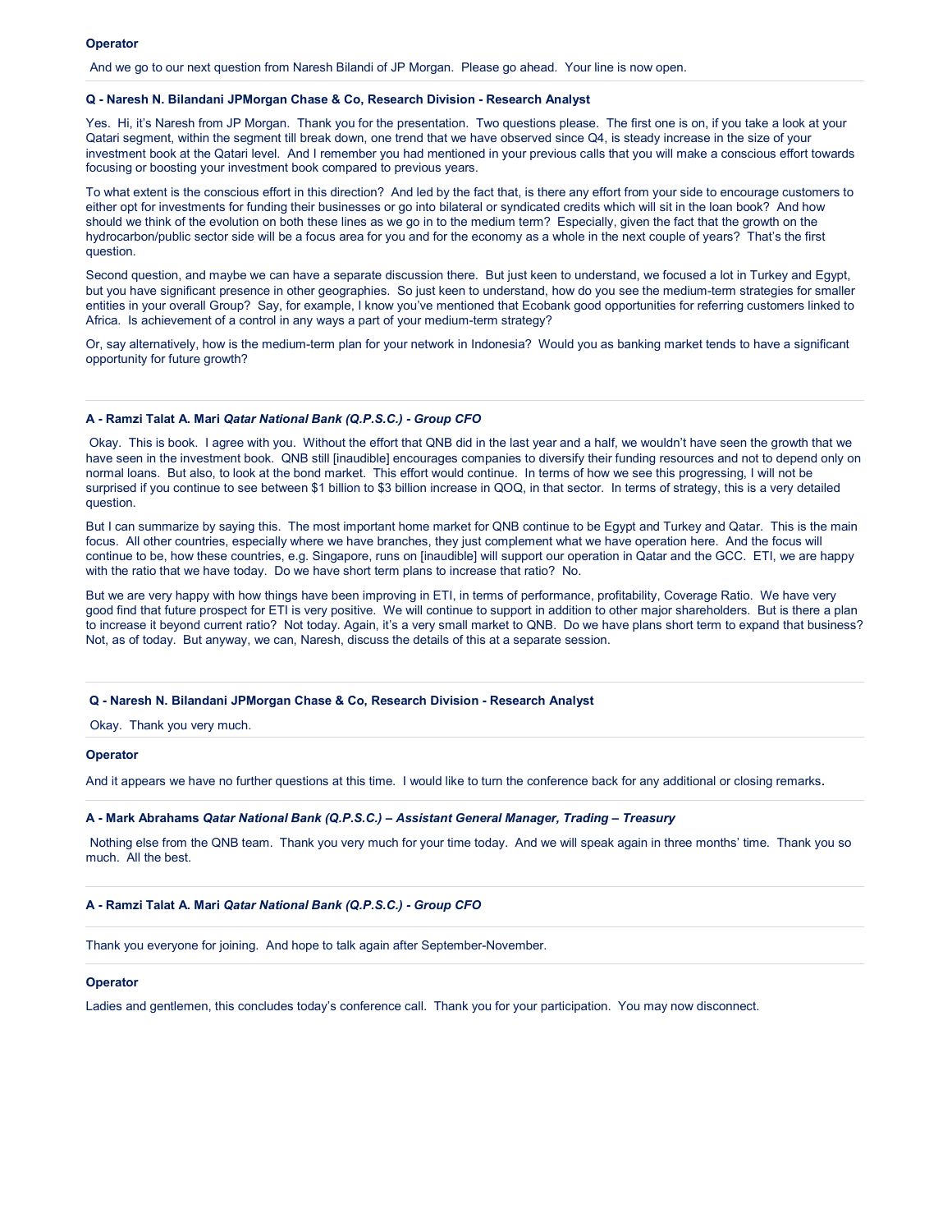**Operator**

And we go to our next question from Naresh Bilandi of JP Morgan. Please go ahead. Your line is now open.

**Q - Naresh N. Bilandani JPMorgan Chase & Co, Research Division - Research Analyst**

Yes. Hi, it's Naresh from JP Morgan. Thank you for the presentation. Two questions please. The first one is on, if you take a look at your Qatari segment, within the segment till break down, one trend that we have observed since Q4, is steady increase in the size of your investment book at the Qatari level. And I remember you had mentioned in your previous calls that you will make a conscious effort towards focusing or boosting your investment book compared to previous years.

To what extent is the conscious effort in this direction? And led by the fact that, is there any effort from your side to encourage customers to either opt for investments for funding their businesses or go into bilateral or syndicated credits which will sit in the loan book? And how should we think of the evolution on both these lines as we go in to the medium term? Especially, given the fact that the growth on the hydrocarbon/public sector side will be a focus area for you and for the economy as a whole in the next couple of years? That's the first question.

Second question, and maybe we can have a separate discussion there. But just keen to understand, we focused a lot in Turkey and Egypt, but you have significant presence in other geographies. So just keen to understand, how do you see the medium-term strategies for smaller entities in your overall Group? Say, for example, I know you've mentioned that Ecobank good opportunities for referring customers linked to Africa. Is achievement of a control in any ways a part of your medium-term strategy?

Or, say alternatively, how is the medium-term plan for your network in Indonesia? Would you as banking market tends to have a significant opportunity for future growth?

**A - Ramzi Talat A. Mari *Qatar National Bank (Q.P.S.C.) - Group CFO***

Okay. This is book. I agree with you. Without the effort that QNB did in the last year and a half, we wouldn't have seen the growth that we have seen in the investment book. QNB still [inaudible] encourages companies to diversify their funding resources and not to depend only on normal loans. But also, to look at the bond market. This effort would continue. In terms of how we see this progressing, I will not be surprised if you continue to see between $1 billion to $3 billion increase in QOQ, in that sector. In terms of strategy, this is a very detailed question.

But I can summarize by saying this. The most important home market for QNB continue to be Egypt and Turkey and Qatar. This is the main focus. All other countries, especially where we have branches, they just complement what we have operation here. And the focus will continue to be, how these countries, e.g. Singapore, runs on [inaudible] will support our operation in Qatar and the GCC. ETI, we are happy with the ratio that we have today. Do we have short term plans to increase that ratio? No.

But we are very happy with how things have been improving in ETI, in terms of performance, profitability, Coverage Ratio. We have very good find that future prospect for ETI is very positive. We will continue to support in addition to other major shareholders. But is there a plan to increase it beyond current ratio? Not today. Again, it's a very small market to QNB. Do we have plans short term to expand that business? Not, as of today. But anyway, we can, Naresh, discuss the details of this at a separate session.

**Q - Naresh N. Bilandani JPMorgan Chase & Co, Research Division - Research Analyst**

Okay. Thank you very much.

**Operator**

And it appears we have no further questions at this time. I would like to turn the conference back for any additional or closing remarks.

**A - Mark Abrahams *Qatar National Bank (Q.P.S.C.) – Assistant General Manager, Trading – Treasury***

Nothing else from the QNB team. Thank you very much for your time today. And we will speak again in three months' time. Thank you so much. All the best.

**A - Ramzi Talat A. Mari *Qatar National Bank (Q.P.S.C.) - Group CFO***

Thank you everyone for joining. And hope to talk again after September-November.

**Operator**

Ladies and gentlemen, this concludes today's conference call. Thank you for your participation. You may now disconnect.